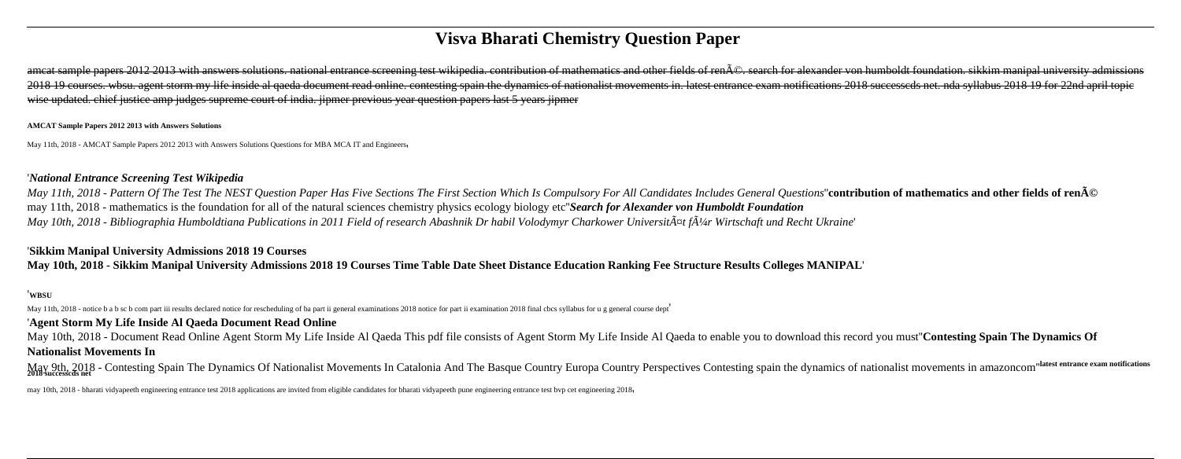# Visva Bharati Chemistry Question Paper

~~amcat sample papers 2012 2013 with answers solutions. national entrance screening test wikipedia. contribution of mathematics and other fields of renÃ©. search for alexander von humboldt foundation. sikkim manipal university admissions 2018 19 courses. wbsu. agent storm my life inside al qaeda document read online. contesting spain the dynamics of nationalist movements in. latest entrance exam notifications 2018 successcds net. nda syllabus 2018 19 for 22nd april topic wise updated. chief justice amp judges supreme court of india. jipmer previous year question papers last 5 years jipmer~~

**AMCAT Sample Papers 2012 2013 with Answers Solutions**

May 11th, 2018 - AMCAT Sample Papers 2012 2013 with Answers Solutions Questions for MBA MCA IT and Engineers,

'*National Entrance Screening Test Wikipedia*

*May 11th, 2018 - Pattern Of The Test The NEST Question Paper Has Five Sections The First Section Which Is Compulsory For All Candidates Includes General Questions*''**contribution of mathematics and other fields of renÃ©**
may 11th, 2018 - mathematics is the foundation for all of the natural sciences chemistry physics ecology biology etc''***Search for Alexander von Humboldt Foundation***
*May 10th, 2018 - Bibliographia Humboldtiana Publications in 2011 Field of research Abashnik Dr habil Volodymyr Charkower UniversitÃ¤t fÃ¼r Wirtschaft und Recht Ukraine*'

'**Sikkim Manipal University Admissions 2018 19 Courses**
**May 10th, 2018 - Sikkim Manipal University Admissions 2018 19 Courses Time Table Date Sheet Distance Education Ranking Fee Structure Results Colleges MANIPAL**'

'**WBSU**

May 11th, 2018 - notice b a b sc b com part iii results declared notice for rescheduling of ba part ii general examinations 2018 notice for part ii examination 2018 final cbcs syllabus for u g general course dept'

'**Agent Storm My Life Inside Al Qaeda Document Read Online**

May 10th, 2018 - Document Read Online Agent Storm My Life Inside Al Qaeda This pdf file consists of Agent Storm My Life Inside Al Qaeda to enable you to download this record you must''**Contesting Spain The Dynamics Of Nationalist Movements In**

May 9th, 2018 - Contesting Spain The Dynamics Of Nationalist Movements In Catalonia And The Basque Country Europa Country Perspectives Contesting spain the dynamics of nationalist movements in amazoncom''**latest entrance exam notifications 2018 successcds net**

may 10th, 2018 - bharati vidyapeeth engineering entrance test 2018 applications are invited from eligible candidates for bharati vidyapeeth pune engineering entrance test bvp cet engineering 2018,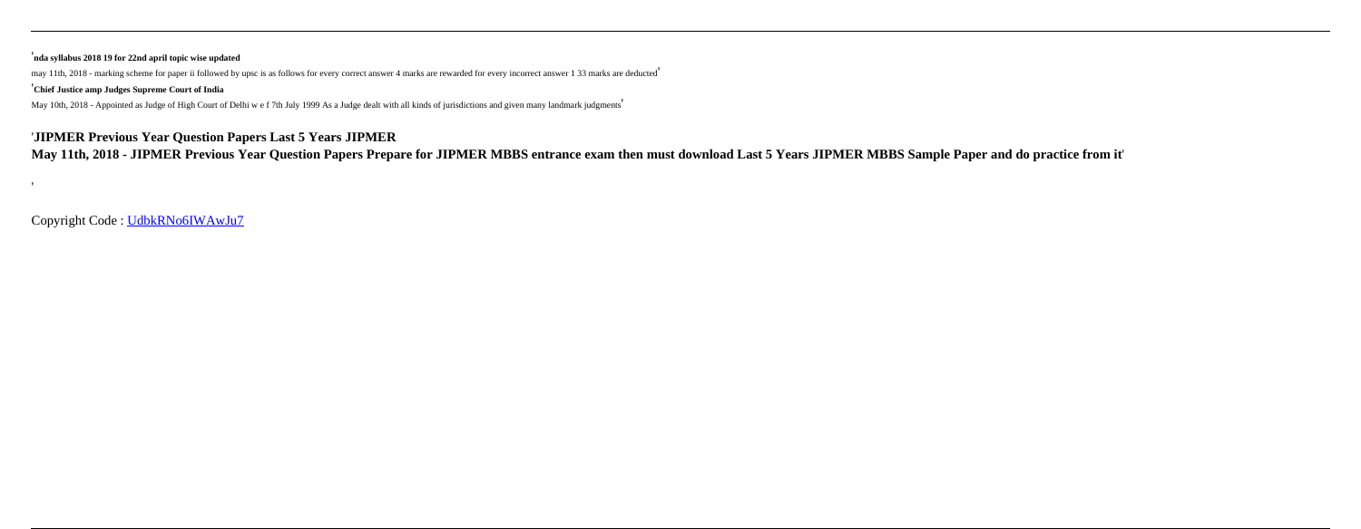'**nda syllabus 2018 19 for 22nd april topic wise updated**

may 11th, 2018 - marking scheme for paper ii followed by upsc is as follows for every correct answer 4 marks are rewarded for every incorrect answer 1 33 marks are deducted'

'**Chief Justice amp Judges Supreme Court of India**

May 10th, 2018 - Appointed as Judge of High Court of Delhi w e f 7th July 1999 As a Judge dealt with all kinds of jurisdictions and given many landmark judgments'

'**JIPMER Previous Year Question Papers Last 5 Years JIPMER**

**May 11th, 2018 - JIPMER Previous Year Question Papers Prepare for JIPMER MBBS entrance exam then must download Last 5 Years JIPMER MBBS Sample Paper and do practice from it**'

'

Copyright Code : UdbkRNo6IWAwJu7